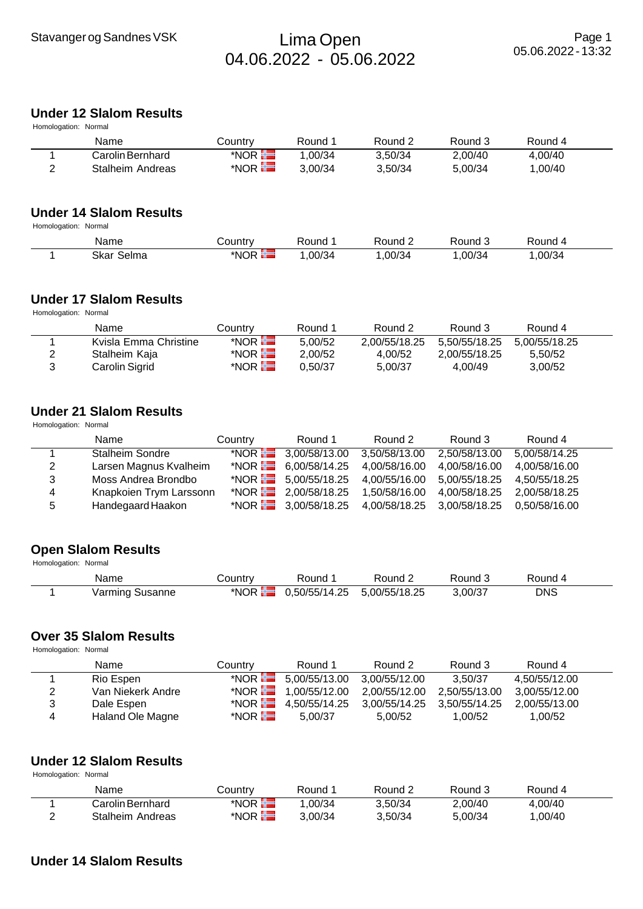## Under 12 Slalom Results

Homologation: Normal

| | Name | Country | Round 1 | Round 2 | Round 3 | Round 4 |
|---|---|---|---|---|---|---|
| 1 | Carolin Bernhard | *NOR | 1,00/34 | 3,50/34 | 2,00/40 | 4,00/40 |
| 2 | Stalheim Andreas | *NOR | 3,00/34 | 3,50/34 | 5,00/34 | 1,00/40 |

## Under 14 Slalom Results

Homologation: Normal

| | Name | Country | Round 1 | Round 2 | Round 3 | Round 4 |
|---|---|---|---|---|---|---|
| 1 | Skar Selma | *NOR | 1,00/34 | 1,00/34 | 1,00/34 | 1,00/34 |

## Under 17 Slalom Results

Homologation: Normal

| | Name | Country | Round 1 | Round 2 | Round 3 | Round 4 |
|---|---|---|---|---|---|---|
| 1 | Kvisla Emma Christine | *NOR | 5,00/52 | 2,00/55/18.25 | 5,50/55/18.25 | 5,00/55/18.25 |
| 2 | Stalheim Kaja | *NOR | 2,00/52 | 4,00/52 | 2,00/55/18.25 | 5,50/52 |
| 3 | Carolin Sigrid | *NOR | 0,50/37 | 5,00/37 | 4,00/49 | 3,00/52 |

## Under 21 Slalom Results

Homologation: Normal

| | Name | Country | Round 1 | Round 2 | Round 3 | Round 4 |
|---|---|---|---|---|---|---|
| 1 | Stalheim Sondre | *NOR | 3,00/58/13.00 | 3,50/58/13.00 | 2,50/58/13.00 | 5,00/58/14.25 |
| 2 | Larsen Magnus Kvalheim | *NOR | 6,00/58/14.25 | 4,00/58/16.00 | 4,00/58/16.00 | 4,00/58/16.00 |
| 3 | Moss Andrea Brondbo | *NOR | 5,00/55/18.25 | 4,00/55/16.00 | 5,00/55/18.25 | 4,50/55/18.25 |
| 4 | Knapkoien Trym Larssonn | *NOR | 2,00/58/18.25 | 1,50/58/16.00 | 4,00/58/18.25 | 2,00/58/18.25 |
| 5 | Handegaard Haakon | *NOR | 3,00/58/18.25 | 4,00/58/18.25 | 3,00/58/18.25 | 0,50/58/16.00 |

## Open Slalom Results

Homologation: Normal

| | Name | Country | Round 1 | Round 2 | Round 3 | Round 4 |
|---|---|---|---|---|---|---|
| 1 | Varming Susanne | *NOR | 0,50/55/14.25 | 5,00/55/18.25 | 3,00/37 | DNS |

## Over 35 Slalom Results

Homologation: Normal

| | Name | Country | Round 1 | Round 2 | Round 3 | Round 4 |
|---|---|---|---|---|---|---|
| 1 | Rio Espen | *NOR | 5,00/55/13.00 | 3,00/55/12.00 | 3,50/37 | 4,50/55/12.00 |
| 2 | Van Niekerk Andre | *NOR | 1,00/55/12.00 | 2,00/55/12.00 | 2,50/55/13.00 | 3,00/55/12.00 |
| 3 | Dale Espen | *NOR | 4,50/55/14.25 | 3,00/55/14.25 | 3,50/55/14.25 | 2,00/55/13.00 |
| 4 | Haland Ole Magne | *NOR | 5,00/37 | 5,00/52 | 1,00/52 | 1,00/52 |

## Under 12 Slalom Results

Homologation: Normal

| | Name | Country | Round 1 | Round 2 | Round 3 | Round 4 |
|---|---|---|---|---|---|---|
| 1 | Carolin Bernhard | *NOR | 1,00/34 | 3,50/34 | 2,00/40 | 4,00/40 |
| 2 | Stalheim Andreas | *NOR | 3,00/34 | 3,50/34 | 5,00/34 | 1,00/40 |

## Under 14 Slalom Results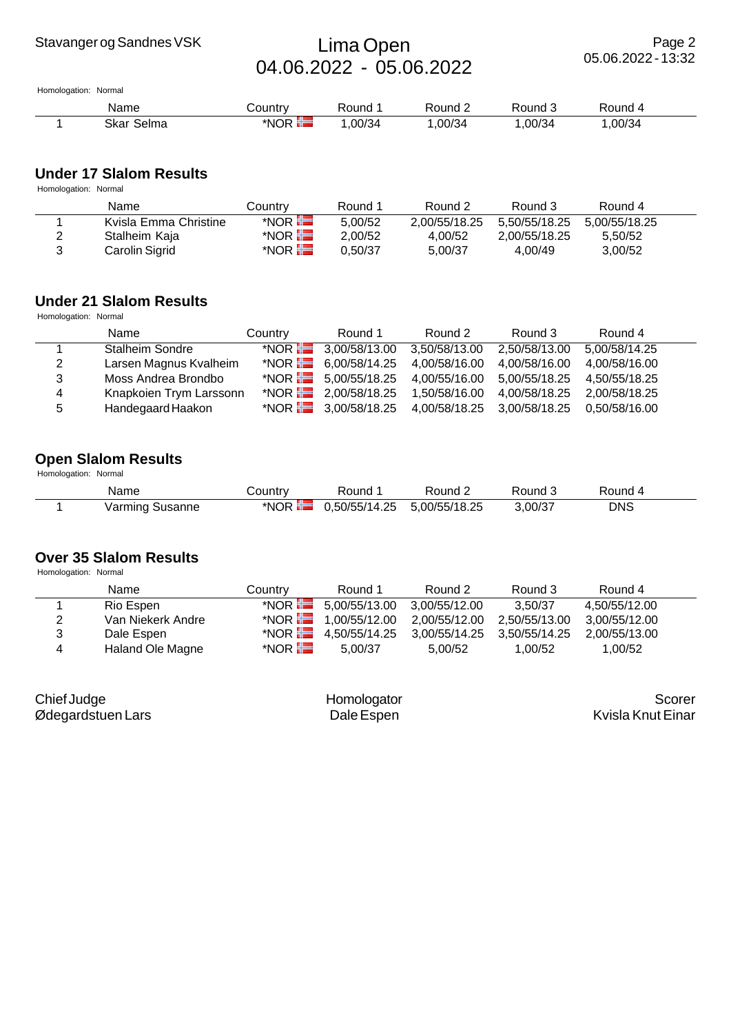Homologation: Normal

| | Name | Country | Round 1 | Round 2 | Round 3 | Round 4 |
|---|---|---|---|---|---|---|
| 1 | Skar Selma | *NOR | 1,00/34 | 1,00/34 | 1,00/34 | 1,00/34 |

## Under 17 Slalom Results

Homologation: Normal

| | Name | Country | Round 1 | Round 2 | Round 3 | Round 4 |
|---|---|---|---|---|---|---|
| 1 | Kvisla Emma Christine | *NOR | 5,00/52 | 2,00/55/18.25 | 5,50/55/18.25 | 5,00/55/18.25 |
| 2 | Stalheim Kaja | *NOR | 2,00/52 | 4,00/52 | 2,00/55/18.25 | 5,50/52 |
| 3 | Carolin Sigrid | *NOR | 0,50/37 | 5,00/37 | 4,00/49 | 3,00/52 |

## Under 21 Slalom Results

Homologation: Normal

| | Name | Country | Round 1 | Round 2 | Round 3 | Round 4 |
|---|---|---|---|---|---|---|
| 1 | Stalheim Sondre | *NOR | 3,00/58/13.00 | 3,50/58/13.00 | 2,50/58/13.00 | 5,00/58/14.25 |
| 2 | Larsen Magnus Kvalheim | *NOR | 6,00/58/14.25 | 4,00/58/16.00 | 4,00/58/16.00 | 4,00/58/16.00 |
| 3 | Moss Andrea Brondbo | *NOR | 5,00/55/18.25 | 4,00/55/16.00 | 5,00/55/18.25 | 4,50/55/18.25 |
| 4 | Knapkoien Trym Larssonn | *NOR | 2,00/58/18.25 | 1,50/58/16.00 | 4,00/58/18.25 | 2,00/58/18.25 |
| 5 | Handegaard Haakon | *NOR | 3,00/58/18.25 | 4,00/58/18.25 | 3,00/58/18.25 | 0,50/58/16.00 |

## Open Slalom Results

Homologation: Normal

| | Name | Country | Round 1 | Round 2 | Round 3 | Round 4 |
|---|---|---|---|---|---|---|
| 1 | Varming Susanne | *NOR | 0,50/55/14.25 | 5,00/55/18.25 | 3,00/37 | DNS |

## Over 35 Slalom Results

Homologation: Normal

| | Name | Country | Round 1 | Round 2 | Round 3 | Round 4 |
|---|---|---|---|---|---|---|
| 1 | Rio Espen | *NOR | 5,00/55/13.00 | 3,00/55/12.00 | 3,50/37 | 4,50/55/12.00 |
| 2 | Van Niekerk Andre | *NOR | 1,00/55/12.00 | 2,00/55/12.00 | 2,50/55/13.00 | 3,00/55/12.00 |
| 3 | Dale Espen | *NOR | 4,50/55/14.25 | 3,00/55/14.25 | 3,50/55/14.25 | 2,00/55/13.00 |
| 4 | Haland Ole Magne | *NOR | 5,00/37 | 5,00/52 | 1,00/52 | 1,00/52 |

Chief Judge
Ødegardstuen Lars

Homologator
Dale Espen

Scorer
Kvisla Knut Einar